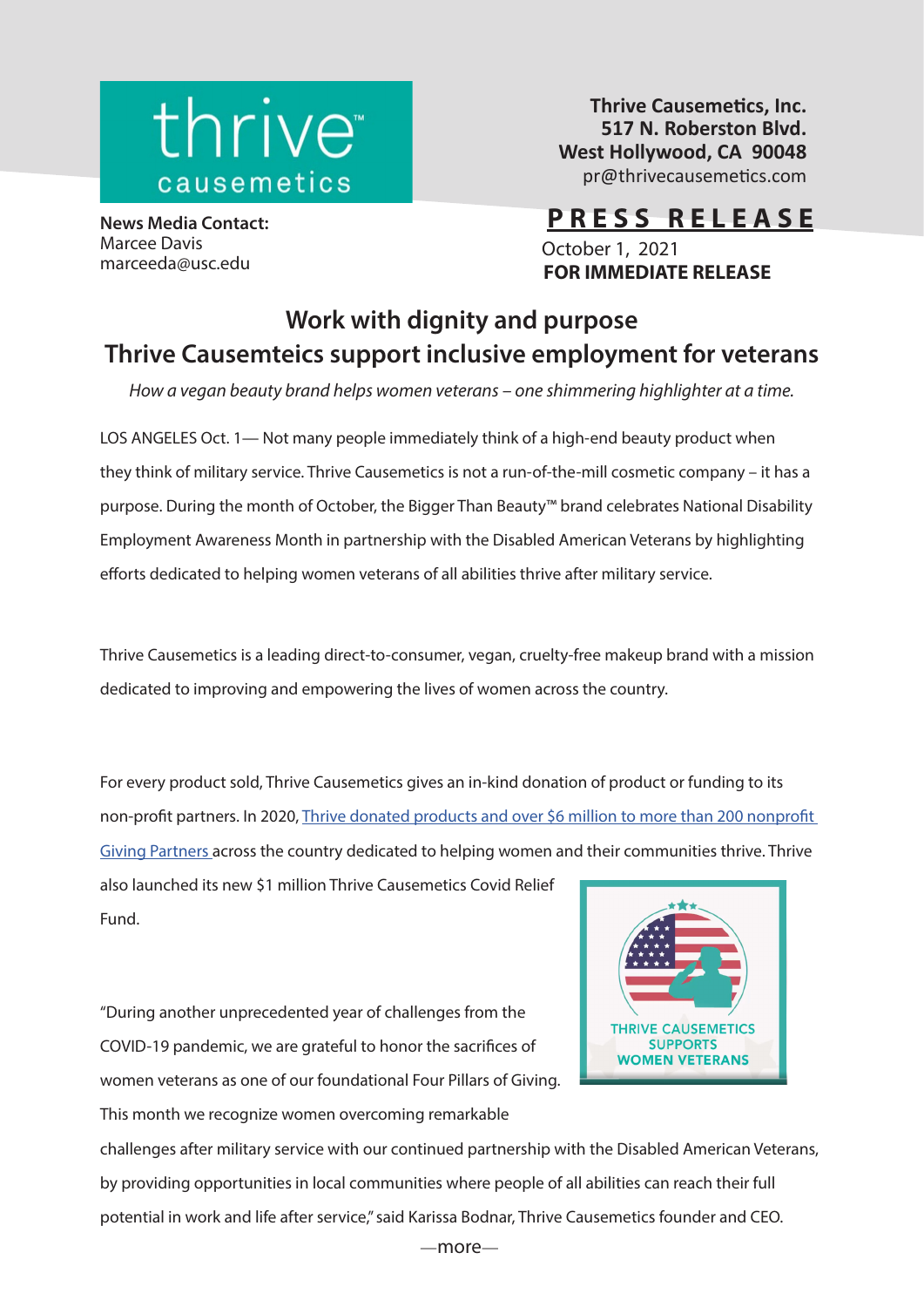thrive™ causemetics

**News Media Contact:**
Marcee Davis
marceeda@usc.edu

**Thrive Causemetics, Inc.**
**517 N. Roberston Blvd.**
**West Hollywood, CA 90048**
pr@thrivecausemetics.com

**PRESS RELEASE**

October 1, 2021
**FOR IMMEDIATE RELEASE**

## Work with dignity and purpose
## Thrive Causemteics support inclusive employment for veterans

*How a vegan beauty brand helps women veterans – one shimmering highlighter at a time.*

LOS ANGELES Oct. 1— Not many people immediately think of a high-end beauty product when they think of military service. Thrive Causemetics is not a run-of-the-mill cosmetic company – it has a purpose. During the month of October, the Bigger Than Beauty™ brand celebrates National Disability Employment Awareness Month in partnership with the Disabled American Veterans by highlighting efforts dedicated to helping women veterans of all abilities thrive after military service.

Thrive Causemetics is a leading direct-to-consumer, vegan, cruelty-free makeup brand with a mission dedicated to improving and empowering the lives of women across the country.

For every product sold, Thrive Causemetics gives an in-kind donation of product or funding to its non-profit partners. In 2020, [Thrive donated products and over $6 million to more than 200 nonprofit Giving Partners](#) across the country dedicated to helping women and their communities thrive. Thrive also launched its new $1 million Thrive Causemetics Covid Relief Fund.

THRIVE CAUSEMETICS SUPPORTS WOMEN VETERANS

"During another unprecedented year of challenges from the COVID-19 pandemic, we are grateful to honor the sacrifices of women veterans as one of our foundational Four Pillars of Giving. This month we recognize women overcoming remarkable challenges after military service with our continued partnership with the Disabled American Veterans, by providing opportunities in local communities where people of all abilities can reach their full potential in work and life after service," said Karissa Bodnar, Thrive Causemetics founder and CEO.

—more—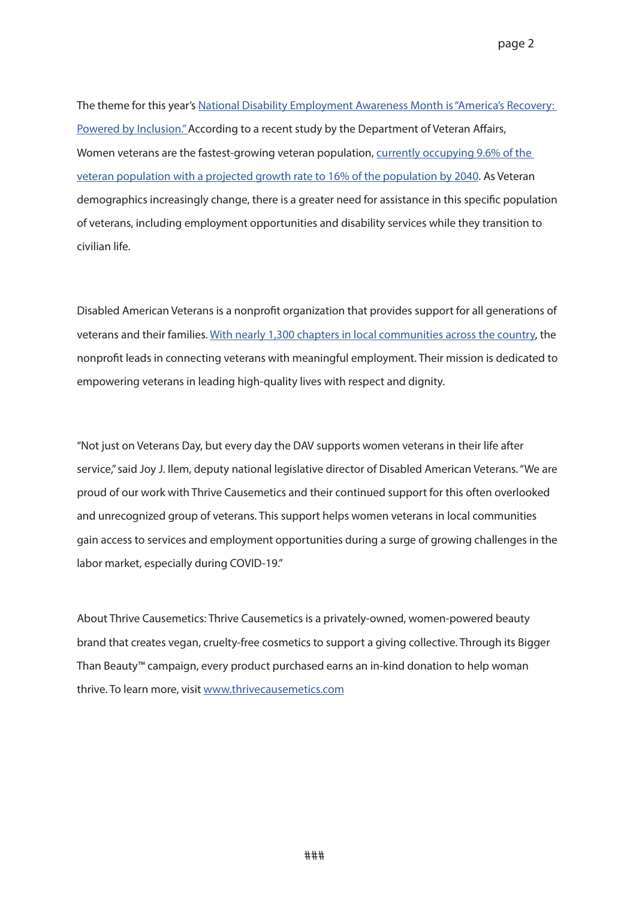The theme for this year's National Disability Employment Awareness Month is "America's Recovery: Powered by Inclusion." According to a recent study by the Department of Veteran Affairs, Women veterans are the fastest-growing veteran population, currently occupying 9.6% of the veteran population with a projected growth rate to 16% of the population by 2040. As Veteran demographics increasingly change, there is a greater need for assistance in this specific population of veterans, including employment opportunities and disability services while they transition to civilian life.

Disabled American Veterans is a nonprofit organization that provides support for all generations of veterans and their families. With nearly 1,300 chapters in local communities across the country, the nonprofit leads in connecting veterans with meaningful employment. Their mission is dedicated to empowering veterans in leading high-quality lives with respect and dignity.

"Not just on Veterans Day, but every day the DAV supports women veterans in their life after service," said Joy J. Ilem, deputy national legislative director of Disabled American Veterans. "We are proud of our work with Thrive Causemetics and their continued support for this often overlooked and unrecognized group of veterans. This support helps women veterans in local communities gain access to services and employment opportunities during a surge of growing challenges in the labor market, especially during COVID-19."

About Thrive Causemetics: Thrive Causemetics is a privately-owned, women-powered beauty brand that creates vegan, cruelty-free cosmetics to support a giving collective. Through its Bigger Than Beauty™ campaign, every product purchased earns an in-kind donation to help woman thrive. To learn more, visit www.thrivecausemetics.com

###